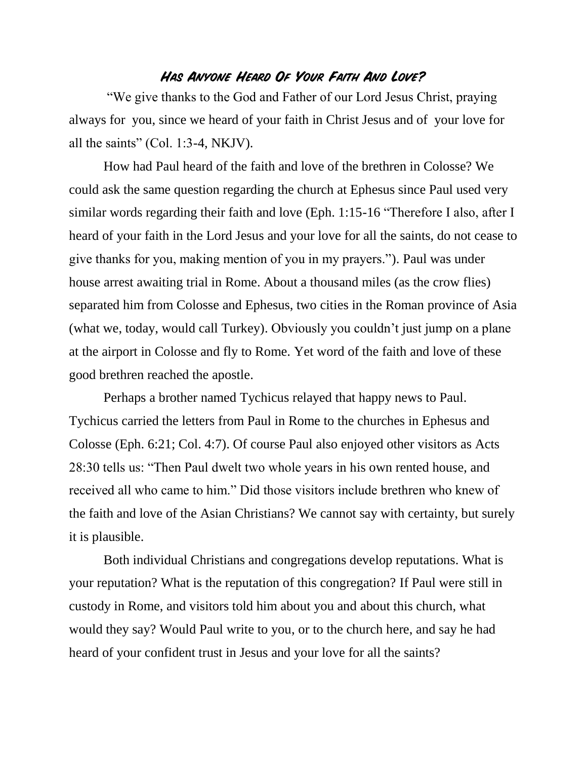## *Has Anyone Heard Of Your Faith And Love?*

"We give thanks to the God and Father of our Lord Jesus Christ, praying always for you, since we heard of your faith in Christ Jesus and of your love for all the saints" (Col. 1:3-4, NKJV).

How had Paul heard of the faith and love of the brethren in Colosse? We could ask the same question regarding the church at Ephesus since Paul used very similar words regarding their faith and love (Eph. 1:15-16 "Therefore I also, after I heard of your faith in the Lord Jesus and your love for all the saints, do not cease to give thanks for you, making mention of you in my prayers."). Paul was under house arrest awaiting trial in Rome. About a thousand miles (as the crow flies) separated him from Colosse and Ephesus, two cities in the Roman province of Asia (what we, today, would call Turkey). Obviously you couldn't just jump on a plane at the airport in Colosse and fly to Rome. Yet word of the faith and love of these good brethren reached the apostle.

Perhaps a brother named Tychicus relayed that happy news to Paul. Tychicus carried the letters from Paul in Rome to the churches in Ephesus and Colosse (Eph. 6:21; Col. 4:7). Of course Paul also enjoyed other visitors as Acts 28:30 tells us: "Then Paul dwelt two whole years in his own rented house, and received all who came to him." Did those visitors include brethren who knew of the faith and love of the Asian Christians? We cannot say with certainty, but surely it is plausible.

Both individual Christians and congregations develop reputations. What is your reputation? What is the reputation of this congregation? If Paul were still in custody in Rome, and visitors told him about you and about this church, what would they say? Would Paul write to you, or to the church here, and say he had heard of your confident trust in Jesus and your love for all the saints?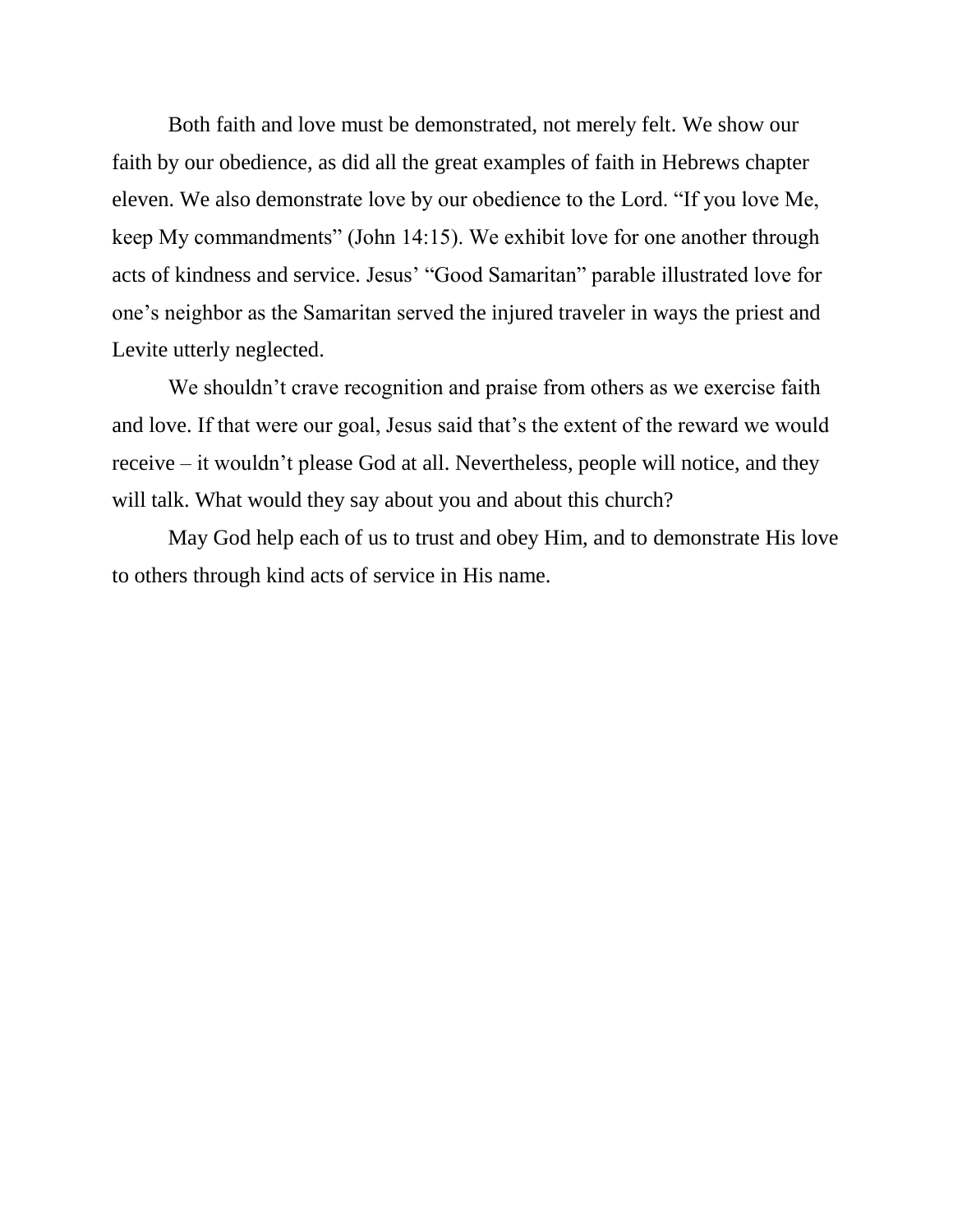Both faith and love must be demonstrated, not merely felt. We show our faith by our obedience, as did all the great examples of faith in Hebrews chapter eleven. We also demonstrate love by our obedience to the Lord. “If you love Me, keep My commandments” (John 14:15). We exhibit love for one another through acts of kindness and service. Jesus’ “Good Samaritan” parable illustrated love for one’s neighbor as the Samaritan served the injured traveler in ways the priest and Levite utterly neglected.

We shouldn’t crave recognition and praise from others as we exercise faith and love. If that were our goal, Jesus said that’s the extent of the reward we would receive – it wouldn’t please God at all. Nevertheless, people will notice, and they will talk. What would they say about you and about this church?

May God help each of us to trust and obey Him, and to demonstrate His love to others through kind acts of service in His name.